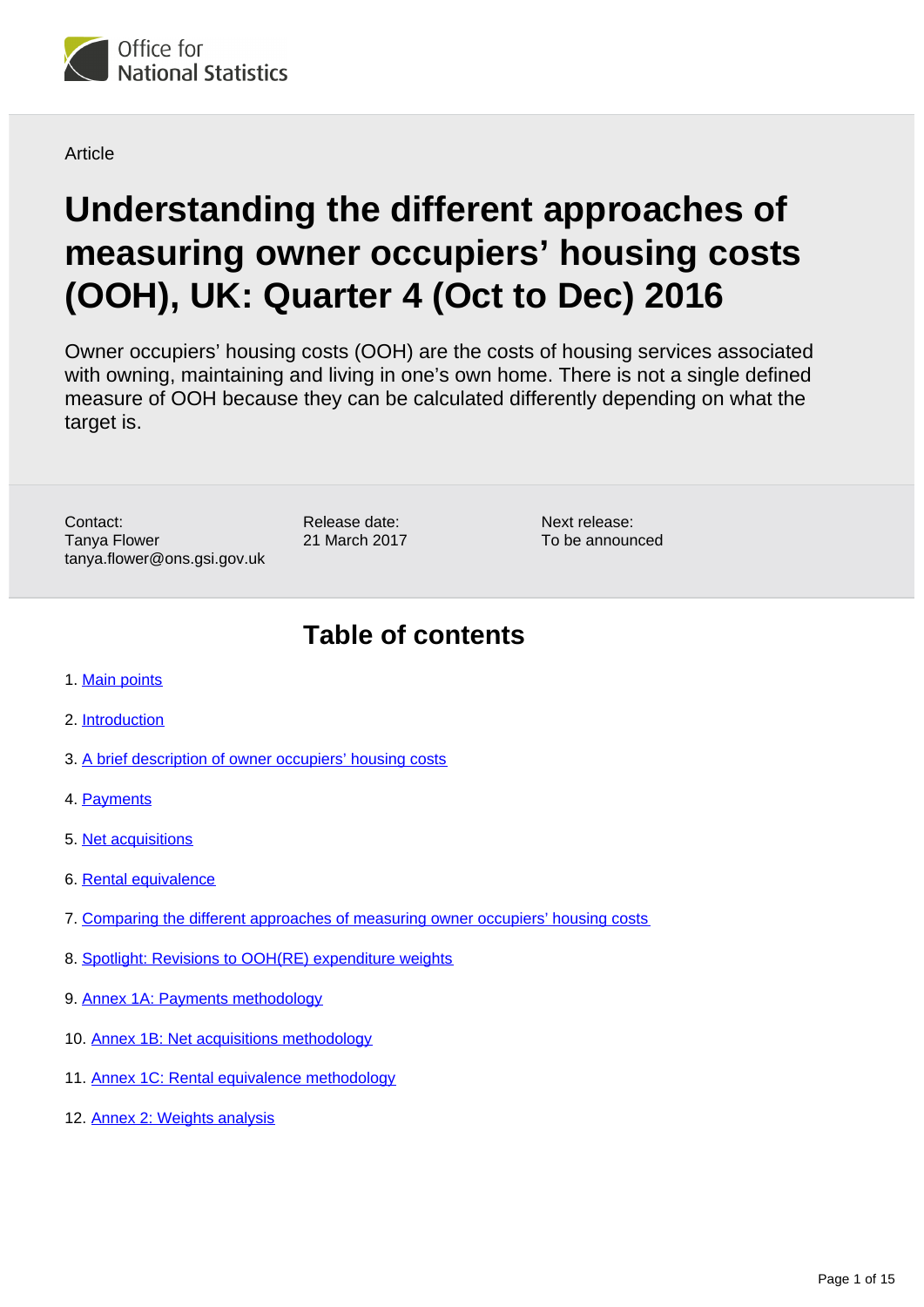Office for National Statistics

Article

# Understanding the different approaches of measuring owner occupiers' housing costs (OOH), UK: Quarter 4 (Oct to Dec) 2016

Owner occupiers' housing costs (OOH) are the costs of housing services associated with owning, maintaining and living in one's own home. There is not a single defined measure of OOH because they can be calculated differently depending on what the target is.

Contact:
Tanya Flower
tanya.flower@ons.gsi.gov.uk

Release date:
21 March 2017

Next release:
To be announced

## Table of contents

1. Main points
2. Introduction
3. A brief description of owner occupiers' housing costs
4. Payments
5. Net acquisitions
6. Rental equivalence
7. Comparing the different approaches of measuring owner occupiers' housing costs
8. Spotlight: Revisions to OOH(RE) expenditure weights
9. Annex 1A: Payments methodology
10. Annex 1B: Net acquisitions methodology
11. Annex 1C: Rental equivalence methodology
12. Annex 2: Weights analysis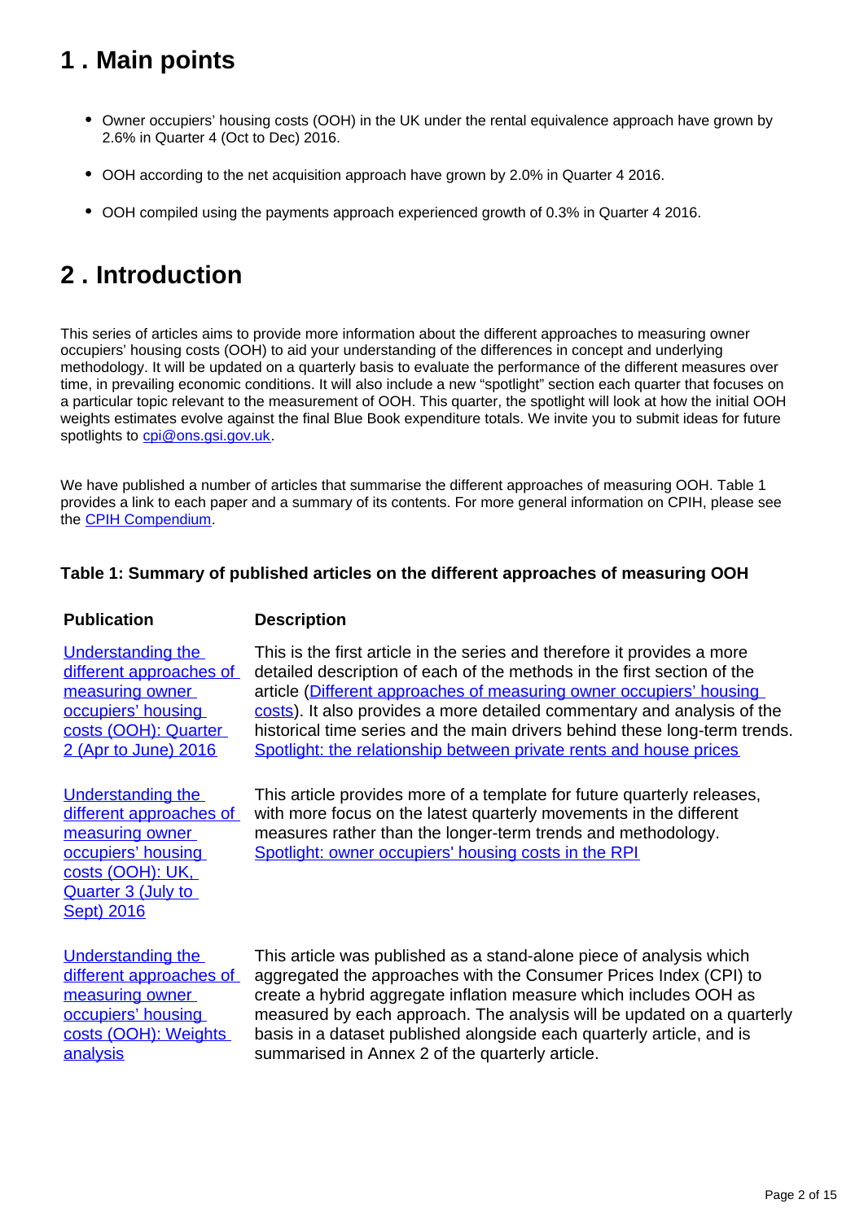# 1 . Main points

- Owner occupiers' housing costs (OOH) in the UK under the rental equivalence approach have grown by 2.6% in Quarter 4 (Oct to Dec) 2016.
- OOH according to the net acquisition approach have grown by 2.0% in Quarter 4 2016.
- OOH compiled using the payments approach experienced growth of 0.3% in Quarter 4 2016.

# 2 . Introduction

This series of articles aims to provide more information about the different approaches to measuring owner occupiers' housing costs (OOH) to aid your understanding of the differences in concept and underlying methodology. It will be updated on a quarterly basis to evaluate the performance of the different measures over time, in prevailing economic conditions. It will also include a new "spotlight" section each quarter that focuses on a particular topic relevant to the measurement of OOH. This quarter, the spotlight will look at how the initial OOH weights estimates evolve against the final Blue Book expenditure totals. We invite you to submit ideas for future spotlights to cpi@ons.gsi.gov.uk.

We have published a number of articles that summarise the different approaches of measuring OOH. Table 1 provides a link to each paper and a summary of its contents. For more general information on CPIH, please see the CPIH Compendium.

**Table 1: Summary of published articles on the different approaches of measuring OOH**

| Publication | Description |
|---|---|
| Understanding the different approaches of measuring owner occupiers' housing costs (OOH): Quarter 2 (Apr to June) 2016 | This is the first article in the series and therefore it provides a more detailed description of each of the methods in the first section of the article (Different approaches of measuring owner occupiers' housing costs). It also provides a more detailed commentary and analysis of the historical time series and the main drivers behind these long-term trends. Spotlight: the relationship between private rents and house prices |
| Understanding the different approaches of measuring owner occupiers' housing costs (OOH): UK, Quarter 3 (July to Sept) 2016 | This article provides more of a template for future quarterly releases, with more focus on the latest quarterly movements in the different measures rather than the longer-term trends and methodology. Spotlight: owner occupiers' housing costs in the RPI |
| Understanding the different approaches of measuring owner occupiers' housing costs (OOH): Weights analysis | This article was published as a stand-alone piece of analysis which aggregated the approaches with the Consumer Prices Index (CPI) to create a hybrid aggregate inflation measure which includes OOH as measured by each approach. The analysis will be updated on a quarterly basis in a dataset published alongside each quarterly article, and is summarised in Annex 2 of the quarterly article. |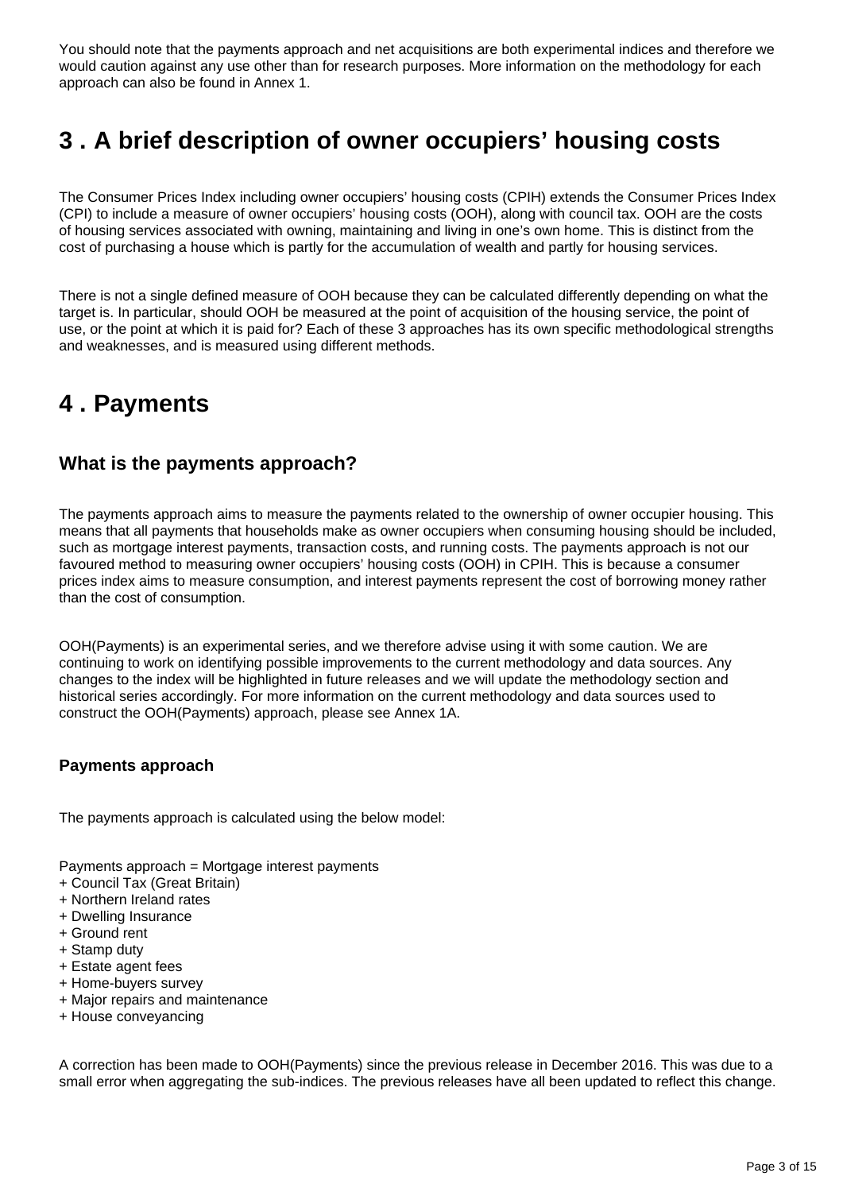You should note that the payments approach and net acquisitions are both experimental indices and therefore we would caution against any use other than for research purposes. More information on the methodology for each approach can also be found in Annex 1.

## 3 . A brief description of owner occupiers' housing costs

The Consumer Prices Index including owner occupiers' housing costs (CPIH) extends the Consumer Prices Index (CPI) to include a measure of owner occupiers' housing costs (OOH), along with council tax. OOH are the costs of housing services associated with owning, maintaining and living in one's own home. This is distinct from the cost of purchasing a house which is partly for the accumulation of wealth and partly for housing services.

There is not a single defined measure of OOH because they can be calculated differently depending on what the target is. In particular, should OOH be measured at the point of acquisition of the housing service, the point of use, or the point at which it is paid for? Each of these 3 approaches has its own specific methodological strengths and weaknesses, and is measured using different methods.

## 4 . Payments

### What is the payments approach?

The payments approach aims to measure the payments related to the ownership of owner occupier housing. This means that all payments that households make as owner occupiers when consuming housing should be included, such as mortgage interest payments, transaction costs, and running costs. The payments approach is not our favoured method to measuring owner occupiers' housing costs (OOH) in CPIH. This is because a consumer prices index aims to measure consumption, and interest payments represent the cost of borrowing money rather than the cost of consumption.

OOH(Payments) is an experimental series, and we therefore advise using it with some caution. We are continuing to work on identifying possible improvements to the current methodology and data sources. Any changes to the index will be highlighted in future releases and we will update the methodology section and historical series accordingly. For more information on the current methodology and data sources used to construct the OOH(Payments) approach, please see Annex 1A.

#### Payments approach

The payments approach is calculated using the below model:

Payments approach = Mortgage interest payments
+ Council Tax (Great Britain)
+ Northern Ireland rates
+ Dwelling Insurance
+ Ground rent
+ Stamp duty
+ Estate agent fees
+ Home-buyers survey
+ Major repairs and maintenance
+ House conveyancing

A correction has been made to OOH(Payments) since the previous release in December 2016. This was due to a small error when aggregating the sub-indices. The previous releases have all been updated to reflect this change.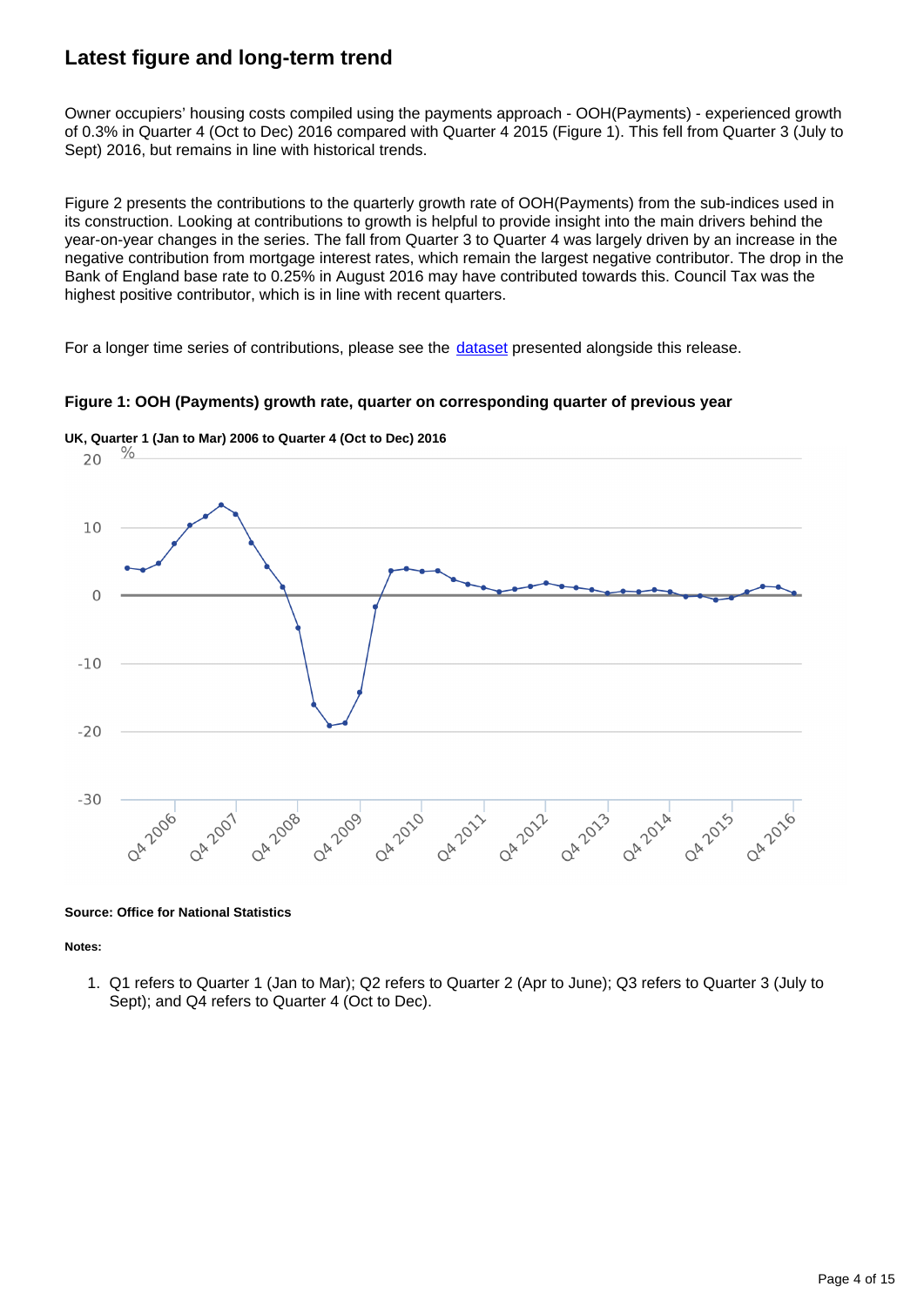## Latest figure and long-term trend

Owner occupiers' housing costs compiled using the payments approach - OOH(Payments) - experienced growth of 0.3% in Quarter 4 (Oct to Dec) 2016 compared with Quarter 4 2015 (Figure 1). This fell from Quarter 3 (July to Sept) 2016, but remains in line with historical trends.

Figure 2 presents the contributions to the quarterly growth rate of OOH(Payments) from the sub-indices used in its construction. Looking at contributions to growth is helpful to provide insight into the main drivers behind the year-on-year changes in the series. The fall from Quarter 3 to Quarter 4 was largely driven by an increase in the negative contribution from mortgage interest rates, which remain the largest negative contributor. The drop in the Bank of England base rate to 0.25% in August 2016 may have contributed towards this. Council Tax was the highest positive contributor, which is in line with recent quarters.

For a longer time series of contributions, please see the [dataset](dataset) presented alongside this release.

**Figure 1: OOH (Payments) growth rate, quarter on corresponding quarter of previous year**

**UK, Quarter 1 (Jan to Mar) 2006 to Quarter 4 (Oct to Dec) 2016**

**Source: Office for National Statistics**

**Notes:**

1. Q1 refers to Quarter 1 (Jan to Mar); Q2 refers to Quarter 2 (Apr to June); Q3 refers to Quarter 3 (July to Sept); and Q4 refers to Quarter 4 (Oct to Dec).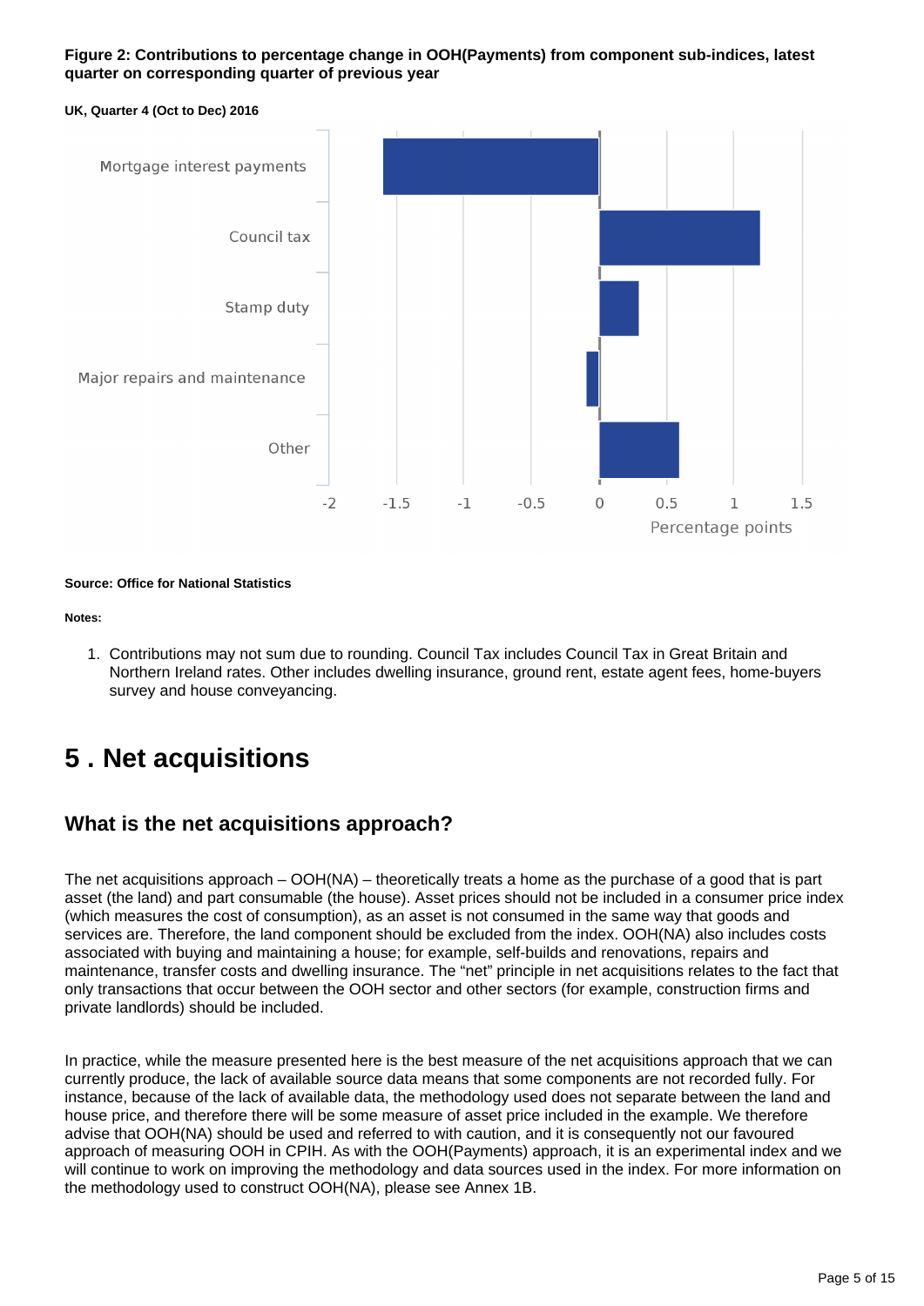**Figure 2: Contributions to percentage change in OOH(Payments) from component sub-indices, latest quarter on corresponding quarter of previous year**

**UK, Quarter 4 (Oct to Dec) 2016**

**Source: Office for National Statistics**

**Notes:**

1. Contributions may not sum due to rounding. Council Tax includes Council Tax in Great Britain and Northern Ireland rates. Other includes dwelling insurance, ground rent, estate agent fees, home-buyers survey and house conveyancing.

# 5 . Net acquisitions

## What is the net acquisitions approach?

The net acquisitions approach – OOH(NA) – theoretically treats a home as the purchase of a good that is part asset (the land) and part consumable (the house). Asset prices should not be included in a consumer price index (which measures the cost of consumption), as an asset is not consumed in the same way that goods and services are. Therefore, the land component should be excluded from the index. OOH(NA) also includes costs associated with buying and maintaining a house; for example, self-builds and renovations, repairs and maintenance, transfer costs and dwelling insurance. The "net" principle in net acquisitions relates to the fact that only transactions that occur between the OOH sector and other sectors (for example, construction firms and private landlords) should be included.

In practice, while the measure presented here is the best measure of the net acquisitions approach that we can currently produce, the lack of available source data means that some components are not recorded fully. For instance, because of the lack of available data, the methodology used does not separate between the land and house price, and therefore there will be some measure of asset price included in the example. We therefore advise that OOH(NA) should be used and referred to with caution, and it is consequently not our favoured approach of measuring OOH in CPIH. As with the OOH(Payments) approach, it is an experimental index and we will continue to work on improving the methodology and data sources used in the index. For more information on the methodology used to construct OOH(NA), please see Annex 1B.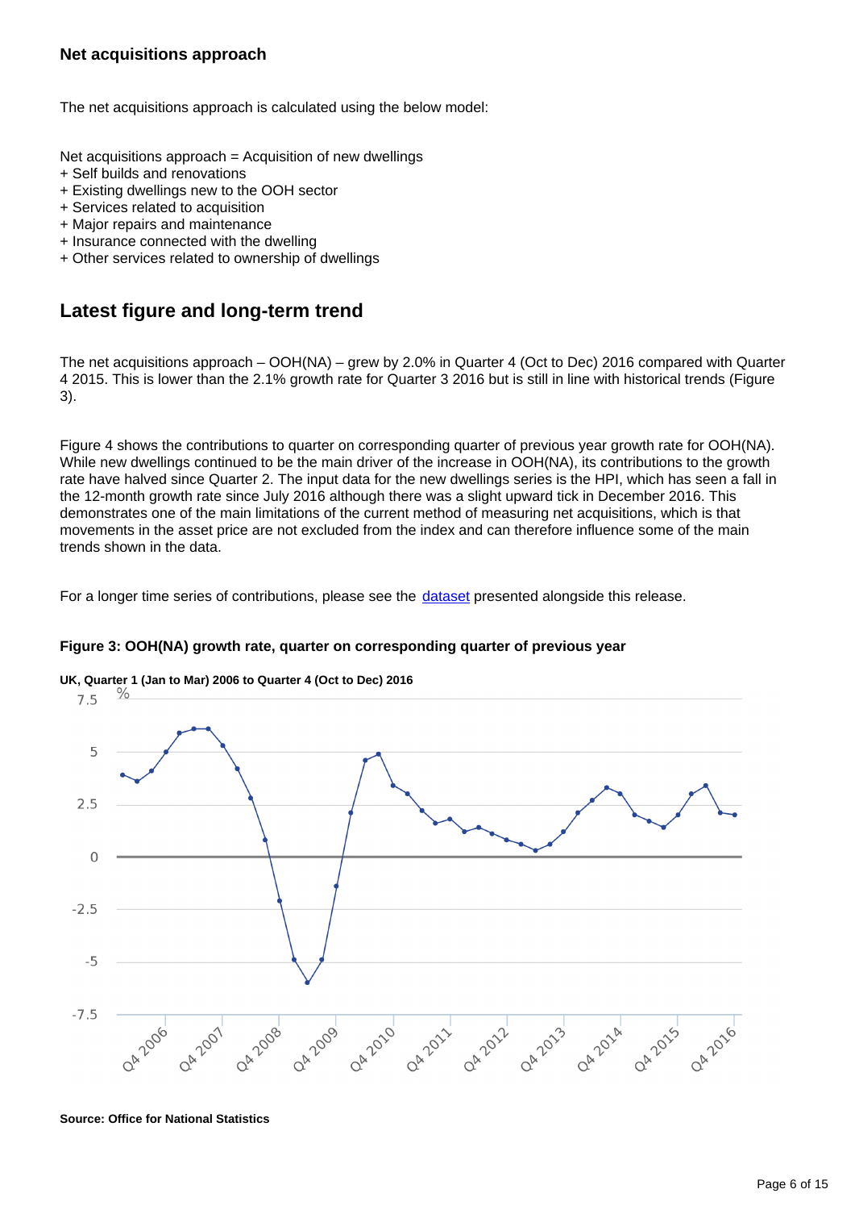### Net acquisitions approach

The net acquisitions approach is calculated using the below model:

Net acquisitions approach = Acquisition of new dwellings
+ Self builds and renovations
+ Existing dwellings new to the OOH sector
+ Services related to acquisition
+ Major repairs and maintenance
+ Insurance connected with the dwelling
+ Other services related to ownership of dwellings

## Latest figure and long-term trend

The net acquisitions approach – OOH(NA) – grew by 2.0% in Quarter 4 (Oct to Dec) 2016 compared with Quarter 4 2015. This is lower than the 2.1% growth rate for Quarter 3 2016 but is still in line with historical trends (Figure 3).

Figure 4 shows the contributions to quarter on corresponding quarter of previous year growth rate for OOH(NA). While new dwellings continued to be the main driver of the increase in OOH(NA), its contributions to the growth rate have halved since Quarter 2. The input data for the new dwellings series is the HPI, which has seen a fall in the 12-month growth rate since July 2016 although there was a slight upward tick in December 2016. This demonstrates one of the main limitations of the current method of measuring net acquisitions, which is that movements in the asset price are not excluded from the index and can therefore influence some of the main trends shown in the data.

For a longer time series of contributions, please see the dataset presented alongside this release.

**Figure 3: OOH(NA) growth rate, quarter on corresponding quarter of previous year**

**UK, Quarter 1 (Jan to Mar) 2006 to Quarter 4 (Oct to Dec) 2016**

**Source: Office for National Statistics**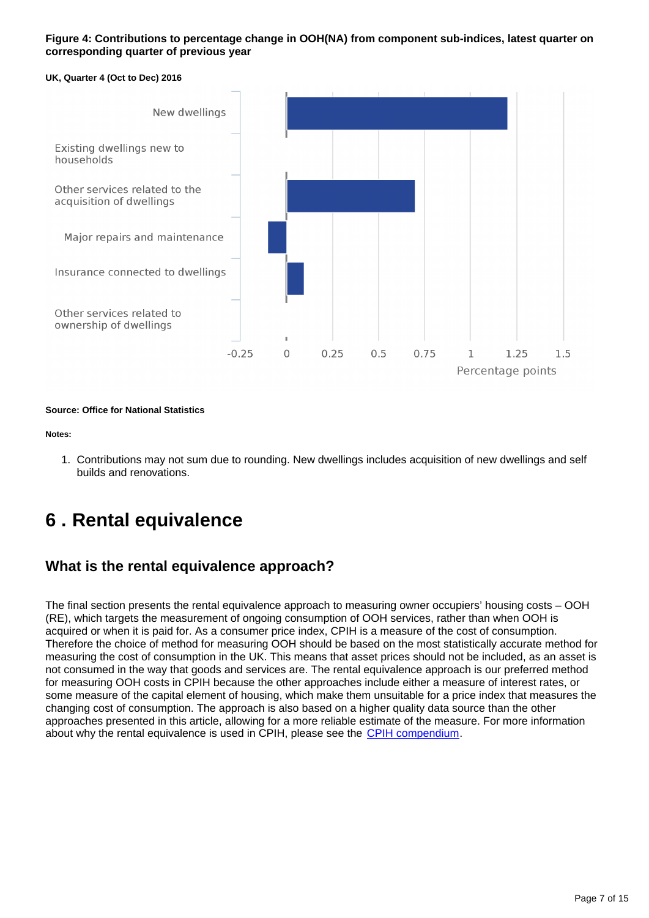**Figure 4: Contributions to percentage change in OOH(NA) from component sub-indices, latest quarter on corresponding quarter of previous year**

**UK, Quarter 4 (Oct to Dec) 2016**

**Source: Office for National Statistics**

**Notes:**

1. Contributions may not sum due to rounding. New dwellings includes acquisition of new dwellings and self builds and renovations.

# 6 . Rental equivalence

## What is the rental equivalence approach?

The final section presents the rental equivalence approach to measuring owner occupiers' housing costs – OOH (RE), which targets the measurement of ongoing consumption of OOH services, rather than when OOH is acquired or when it is paid for. As a consumer price index, CPIH is a measure of the cost of consumption. Therefore the choice of method for measuring OOH should be based on the most statistically accurate method for measuring the cost of consumption in the UK. This means that asset prices should not be included, as an asset is not consumed in the way that goods and services are. The rental equivalence approach is our preferred method for measuring OOH costs in CPIH because the other approaches include either a measure of interest rates, or some measure of the capital element of housing, which make them unsuitable for a price index that measures the changing cost of consumption. The approach is also based on a higher quality data source than the other approaches presented in this article, allowing for a more reliable estimate of the measure. For more information about why the rental equivalence is used in CPIH, please see the [CPIH compendium](CPIH compendium).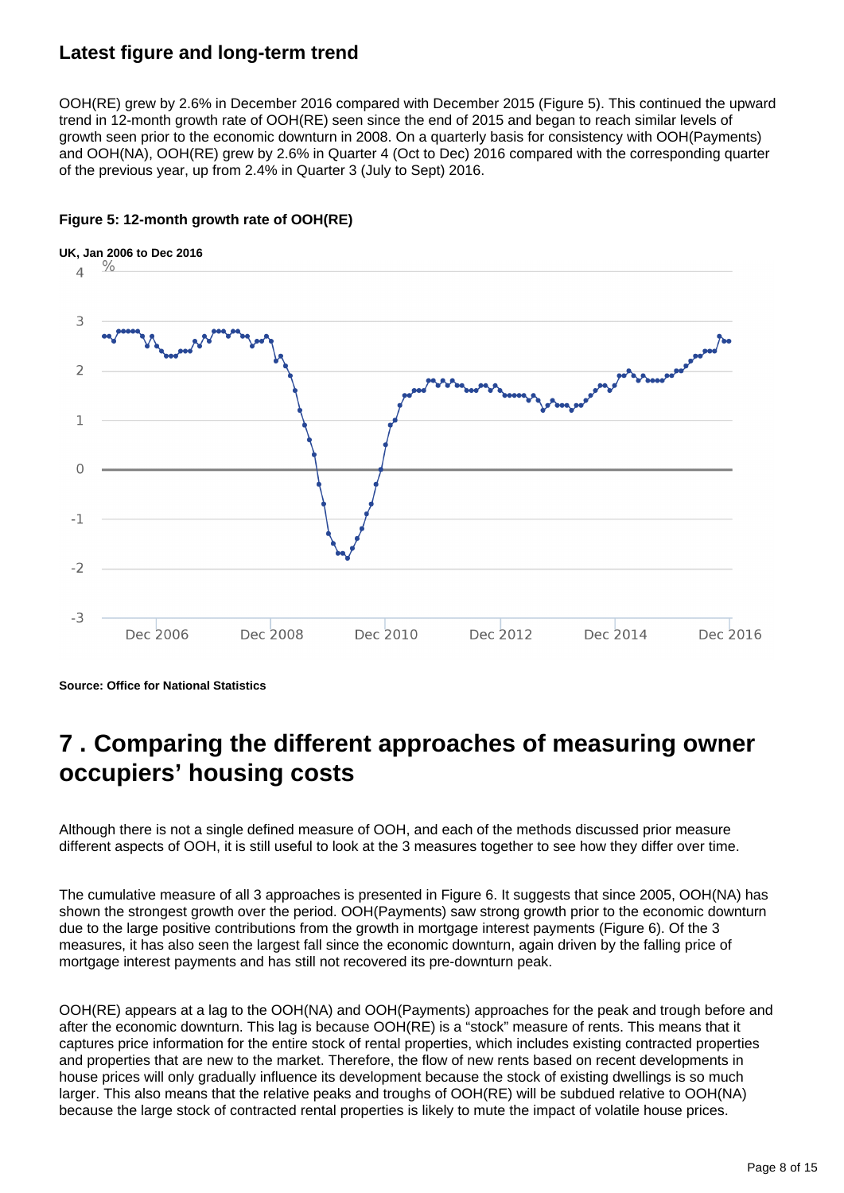## Latest figure and long-term trend

OOH(RE) grew by 2.6% in December 2016 compared with December 2015 (Figure 5). This continued the upward trend in 12-month growth rate of OOH(RE) seen since the end of 2015 and began to reach similar levels of growth seen prior to the economic downturn in 2008. On a quarterly basis for consistency with OOH(Payments) and OOH(NA), OOH(RE) grew by 2.6% in Quarter 4 (Oct to Dec) 2016 compared with the corresponding quarter of the previous year, up from 2.4% in Quarter 3 (July to Sept) 2016.

**Figure 5: 12-month growth rate of OOH(RE)**

**UK, Jan 2006 to Dec 2016**

**Source: Office for National Statistics**

# 7 . Comparing the different approaches of measuring owner occupiers' housing costs

Although there is not a single defined measure of OOH, and each of the methods discussed prior measure different aspects of OOH, it is still useful to look at the 3 measures together to see how they differ over time.

The cumulative measure of all 3 approaches is presented in Figure 6. It suggests that since 2005, OOH(NA) has shown the strongest growth over the period. OOH(Payments) saw strong growth prior to the economic downturn due to the large positive contributions from the growth in mortgage interest payments (Figure 6). Of the 3 measures, it has also seen the largest fall since the economic downturn, again driven by the falling price of mortgage interest payments and has still not recovered its pre-downturn peak.

OOH(RE) appears at a lag to the OOH(NA) and OOH(Payments) approaches for the peak and trough before and after the economic downturn. This lag is because OOH(RE) is a "stock" measure of rents. This means that it captures price information for the entire stock of rental properties, which includes existing contracted properties and properties that are new to the market. Therefore, the flow of new rents based on recent developments in house prices will only gradually influence its development because the stock of existing dwellings is so much larger. This also means that the relative peaks and troughs of OOH(RE) will be subdued relative to OOH(NA) because the large stock of contracted rental properties is likely to mute the impact of volatile house prices.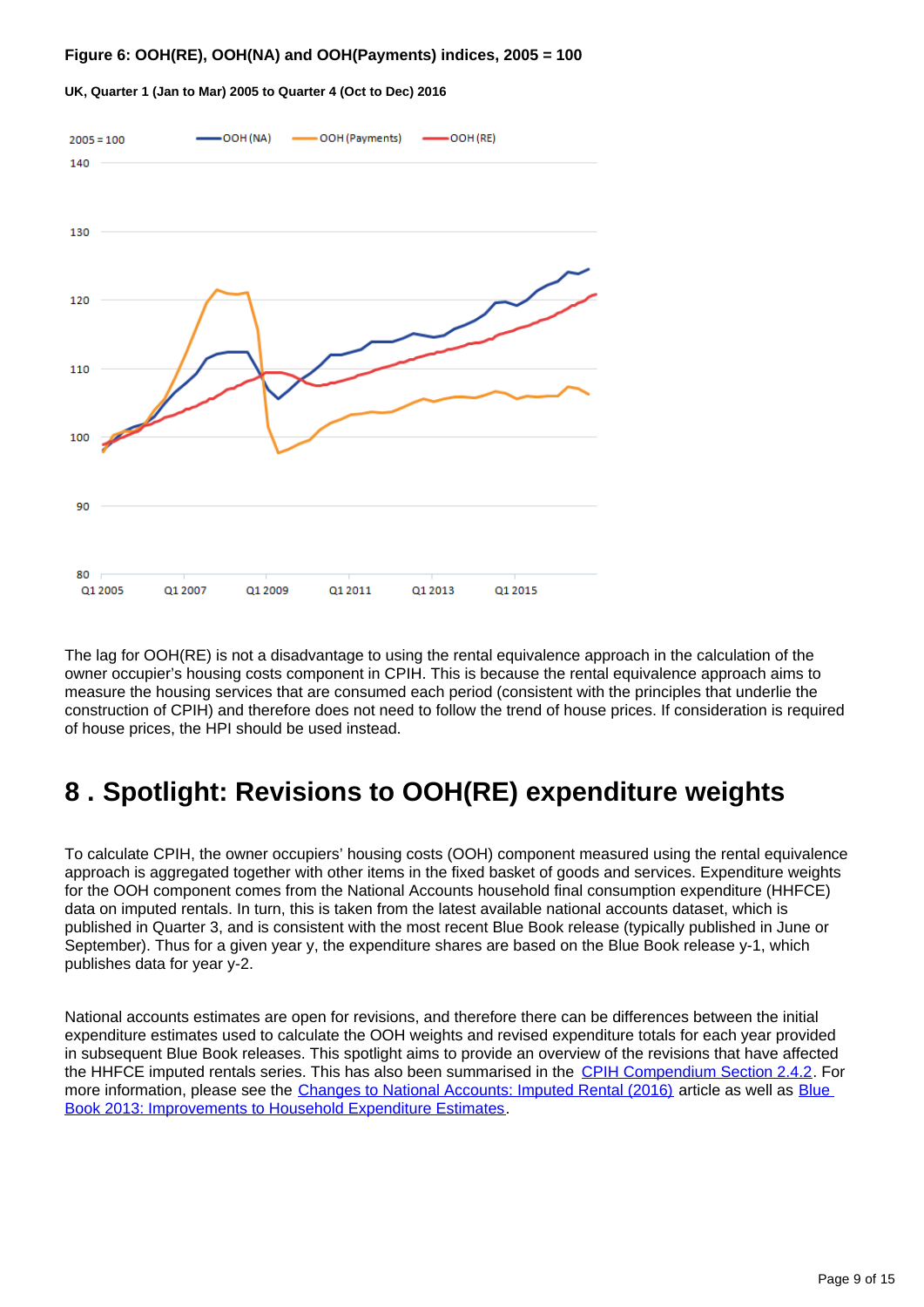**Figure 6: OOH(RE), OOH(NA) and OOH(Payments) indices, 2005 = 100**

**UK, Quarter 1 (Jan to Mar) 2005 to Quarter 4 (Oct to Dec) 2016**

The lag for OOH(RE) is not a disadvantage to using the rental equivalence approach in the calculation of the owner occupier's housing costs component in CPIH. This is because the rental equivalence approach aims to measure the housing services that are consumed each period (consistent with the principles that underlie the construction of CPIH) and therefore does not need to follow the trend of house prices. If consideration is required of house prices, the HPI should be used instead.

# 8 . Spotlight: Revisions to OOH(RE) expenditure weights

To calculate CPIH, the owner occupiers' housing costs (OOH) component measured using the rental equivalence approach is aggregated together with other items in the fixed basket of goods and services. Expenditure weights for the OOH component comes from the National Accounts household final consumption expenditure (HHFCE) data on imputed rentals. In turn, this is taken from the latest available national accounts dataset, which is published in Quarter 3, and is consistent with the most recent Blue Book release (typically published in June or September). Thus for a given year y, the expenditure shares are based on the Blue Book release y-1, which publishes data for year y-2.

National accounts estimates are open for revisions, and therefore there can be differences between the initial expenditure estimates used to calculate the OOH weights and revised expenditure totals for each year provided in subsequent Blue Book releases. This spotlight aims to provide an overview of the revisions that have affected the HHFCE imputed rentals series. This has also been summarised in the CPIH Compendium Section 2.4.2. For more information, please see the Changes to National Accounts: Imputed Rental (2016) article as well as Blue Book 2013: Improvements to Household Expenditure Estimates.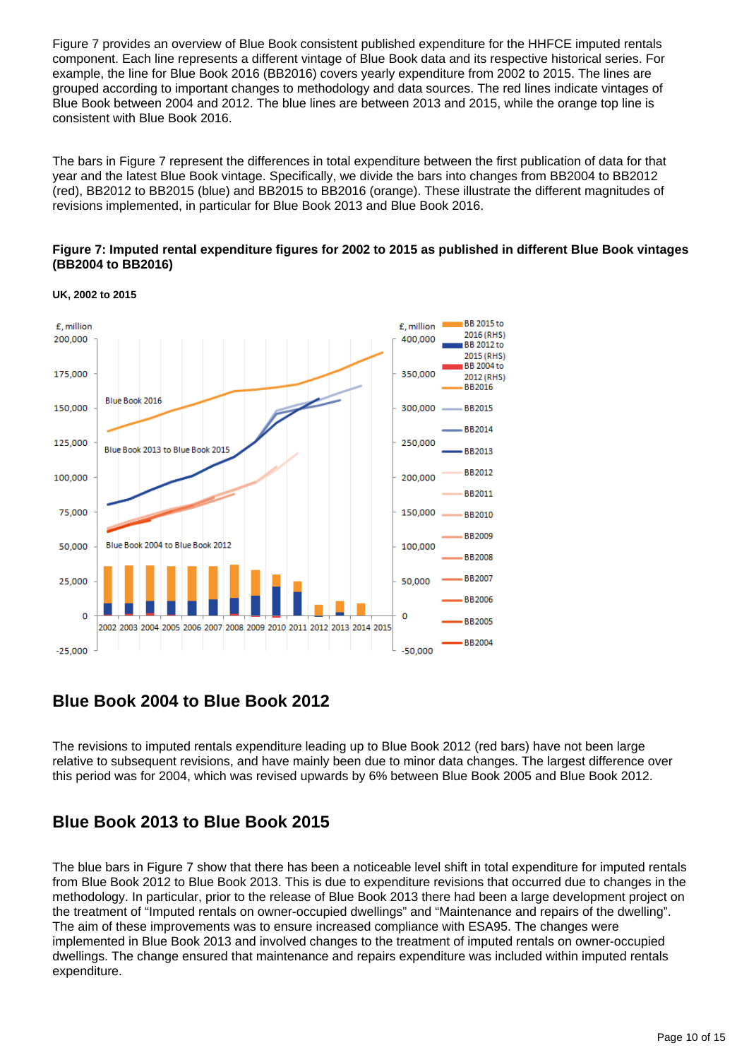Figure 7 provides an overview of Blue Book consistent published expenditure for the HHFCE imputed rentals component. Each line represents a different vintage of Blue Book data and its respective historical series. For example, the line for Blue Book 2016 (BB2016) covers yearly expenditure from 2002 to 2015. The lines are grouped according to important changes to methodology and data sources. The red lines indicate vintages of Blue Book between 2004 and 2012. The blue lines are between 2013 and 2015, while the orange top line is consistent with Blue Book 2016.

The bars in Figure 7 represent the differences in total expenditure between the first publication of data for that year and the latest Blue Book vintage. Specifically, we divide the bars into changes from BB2004 to BB2012 (red), BB2012 to BB2015 (blue) and BB2015 to BB2016 (orange). These illustrate the different magnitudes of revisions implemented, in particular for Blue Book 2013 and Blue Book 2016.

**Figure 7: Imputed rental expenditure figures for 2002 to 2015 as published in different Blue Book vintages (BB2004 to BB2016)**

**UK, 2002 to 2015**

## Blue Book 2004 to Blue Book 2012

The revisions to imputed rentals expenditure leading up to Blue Book 2012 (red bars) have not been large relative to subsequent revisions, and have mainly been due to minor data changes. The largest difference over this period was for 2004, which was revised upwards by 6% between Blue Book 2005 and Blue Book 2012.

## Blue Book 2013 to Blue Book 2015

The blue bars in Figure 7 show that there has been a noticeable level shift in total expenditure for imputed rentals from Blue Book 2012 to Blue Book 2013. This is due to expenditure revisions that occurred due to changes in the methodology. In particular, prior to the release of Blue Book 2013 there had been a large development project on the treatment of "Imputed rentals on owner-occupied dwellings" and "Maintenance and repairs of the dwelling". The aim of these improvements was to ensure increased compliance with ESA95. The changes were implemented in Blue Book 2013 and involved changes to the treatment of imputed rentals on owner-occupied dwellings. The change ensured that maintenance and repairs expenditure was included within imputed rentals expenditure.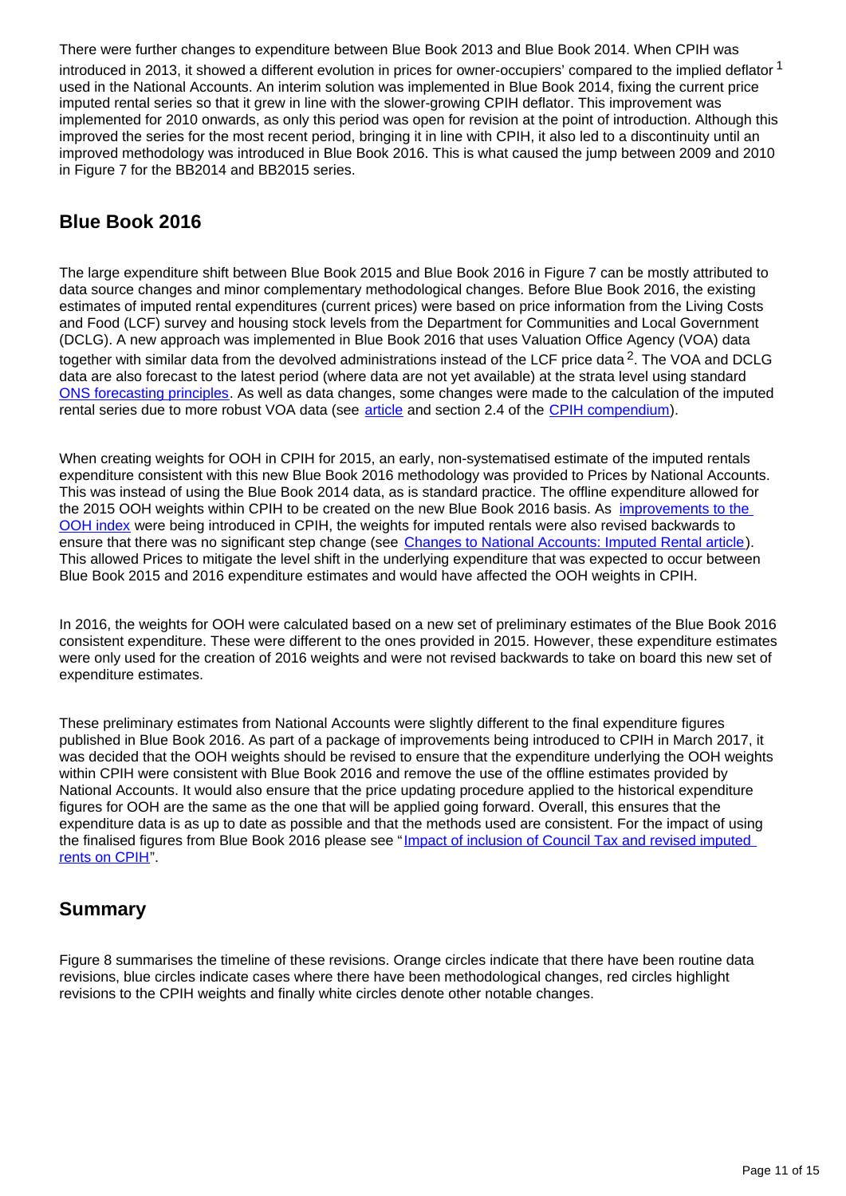There were further changes to expenditure between Blue Book 2013 and Blue Book 2014. When CPIH was introduced in 2013, it showed a different evolution in prices for owner-occupiers' compared to the implied deflator [1] used in the National Accounts. An interim solution was implemented in Blue Book 2014, fixing the current price imputed rental series so that it grew in line with the slower-growing CPIH deflator. This improvement was implemented for 2010 onwards, as only this period was open for revision at the point of introduction. Although this improved the series for the most recent period, bringing it in line with CPIH, it also led to a discontinuity until an improved methodology was introduced in Blue Book 2016. This is what caused the jump between 2009 and 2010 in Figure 7 for the BB2014 and BB2015 series.

## Blue Book 2016

The large expenditure shift between Blue Book 2015 and Blue Book 2016 in Figure 7 can be mostly attributed to data source changes and minor complementary methodological changes. Before Blue Book 2016, the existing estimates of imputed rental expenditures (current prices) were based on price information from the Living Costs and Food (LCF) survey and housing stock levels from the Department for Communities and Local Government (DCLG). A new approach was implemented in Blue Book 2016 that uses Valuation Office Agency (VOA) data together with similar data from the devolved administrations instead of the LCF price data [2]. The VOA and DCLG data are also forecast to the latest period (where data are not yet available) at the strata level using standard ONS forecasting principles. As well as data changes, some changes were made to the calculation of the imputed rental series due to more robust VOA data (see article and section 2.4 of the CPIH compendium).

When creating weights for OOH in CPIH for 2015, an early, non-systematised estimate of the imputed rentals expenditure consistent with this new Blue Book 2016 methodology was provided to Prices by National Accounts. This was instead of using the Blue Book 2014 data, as is standard practice. The offline expenditure allowed for the 2015 OOH weights within CPIH to be created on the new Blue Book 2016 basis. As improvements to the OOH index were being introduced in CPIH, the weights for imputed rentals were also revised backwards to ensure that there was no significant step change (see Changes to National Accounts: Imputed Rental article). This allowed Prices to mitigate the level shift in the underlying expenditure that was expected to occur between Blue Book 2015 and 2016 expenditure estimates and would have affected the OOH weights in CPIH.

In 2016, the weights for OOH were calculated based on a new set of preliminary estimates of the Blue Book 2016 consistent expenditure. These were different to the ones provided in 2015. However, these expenditure estimates were only used for the creation of 2016 weights and were not revised backwards to take on board this new set of expenditure estimates.

These preliminary estimates from National Accounts were slightly different to the final expenditure figures published in Blue Book 2016. As part of a package of improvements being introduced to CPIH in March 2017, it was decided that the OOH weights should be revised to ensure that the expenditure underlying the OOH weights within CPIH were consistent with Blue Book 2016 and remove the use of the offline estimates provided by National Accounts. It would also ensure that the price updating procedure applied to the historical expenditure figures for OOH are the same as the one that will be applied going forward. Overall, this ensures that the expenditure data is as up to date as possible and that the methods used are consistent. For the impact of using the finalised figures from Blue Book 2016 please see "Impact of inclusion of Council Tax and revised imputed rents on CPIH".

## Summary

Figure 8 summarises the timeline of these revisions. Orange circles indicate that there have been routine data revisions, blue circles indicate cases where there have been methodological changes, red circles highlight revisions to the CPIH weights and finally white circles denote other notable changes.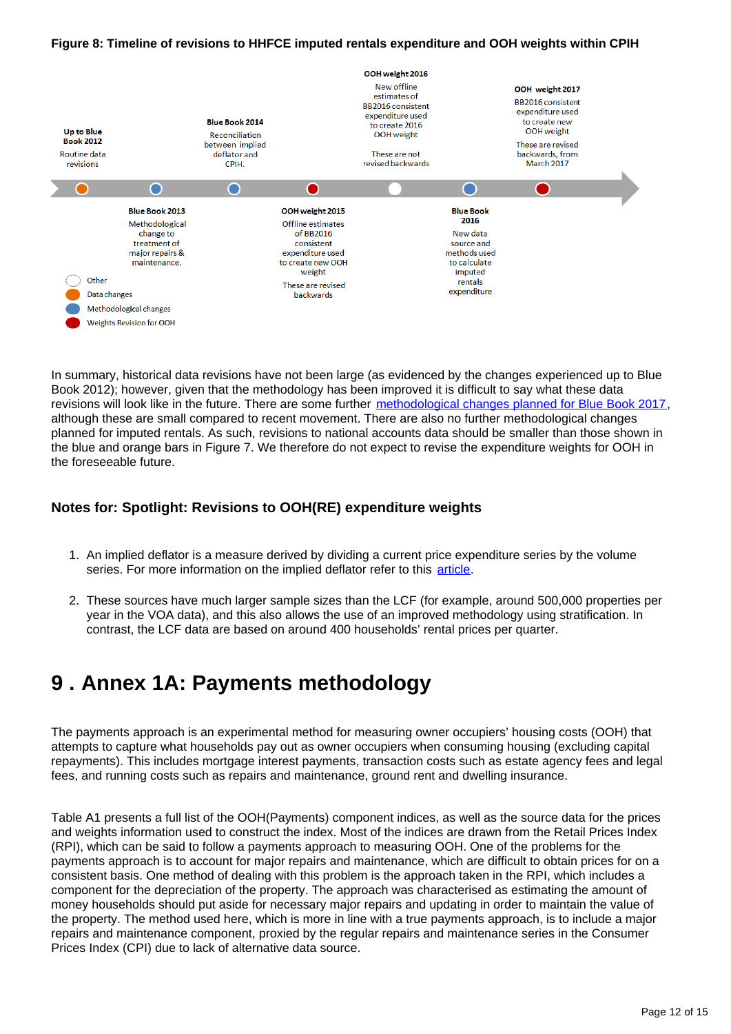**Figure 8: Timeline of revisions to HHFCE imputed rentals expenditure and OOH weights within CPIH**

**Up to Blue Book 2012**
Routine data revisions

**Blue Book 2013**
Methodological change to treatment of major repairs & maintenance.

**Blue Book 2014**
Reconciliation between implied deflator and CPIH.

**OOH weight 2015**
Offline estimates of BB2016 consistent expenditure used to create new OOH weight

These are revised backwards

**OOH weight 2016**
New offline estimates of BB2016 consistent expenditure used to create 2016 OOH weight

These are not revised backwards

**Blue Book 2016**
New data source and methods used to calculate imputed rentals expenditure

**OOH weight 2017**
BB2016 consistent expenditure used to create new OOH weight

These are revised backwards, from March 2017

Other

Data changes

Methodological changes

Weights Revision for OOH

In summary, historical data revisions have not been large (as evidenced by the changes experienced up to Blue Book 2012); however, given that the methodology has been improved it is difficult to say what these data revisions will look like in the future. There are some further methodological changes planned for Blue Book 2017, although these are small compared to recent movement. There are also no further methodological changes planned for imputed rentals. As such, revisions to national accounts data should be smaller than those shown in the blue and orange bars in Figure 7. We therefore do not expect to revise the expenditure weights for OOH in the foreseeable future.

### Notes for: Spotlight: Revisions to OOH(RE) expenditure weights

1. An implied deflator is a measure derived by dividing a current price expenditure series by the volume series. For more information on the implied deflator refer to this article.

2. These sources have much larger sample sizes than the LCF (for example, around 500,000 properties per year in the VOA data), and this also allows the use of an improved methodology using stratification. In contrast, the LCF data are based on around 400 households' rental prices per quarter.

## 9 . Annex 1A: Payments methodology

The payments approach is an experimental method for measuring owner occupiers' housing costs (OOH) that attempts to capture what households pay out as owner occupiers when consuming housing (excluding capital repayments). This includes mortgage interest payments, transaction costs such as estate agency fees and legal fees, and running costs such as repairs and maintenance, ground rent and dwelling insurance.

Table A1 presents a full list of the OOH(Payments) component indices, as well as the source data for the prices and weights information used to construct the index. Most of the indices are drawn from the Retail Prices Index (RPI), which can be said to follow a payments approach to measuring OOH. One of the problems for the payments approach is to account for major repairs and maintenance, which are difficult to obtain prices for on a consistent basis. One method of dealing with this problem is the approach taken in the RPI, which includes a component for the depreciation of the property. The approach was characterised as estimating the amount of money households should put aside for necessary major repairs and updating in order to maintain the value of the property. The method used here, which is more in line with a true payments approach, is to include a major repairs and maintenance component, proxied by the regular repairs and maintenance series in the Consumer Prices Index (CPI) due to lack of alternative data source.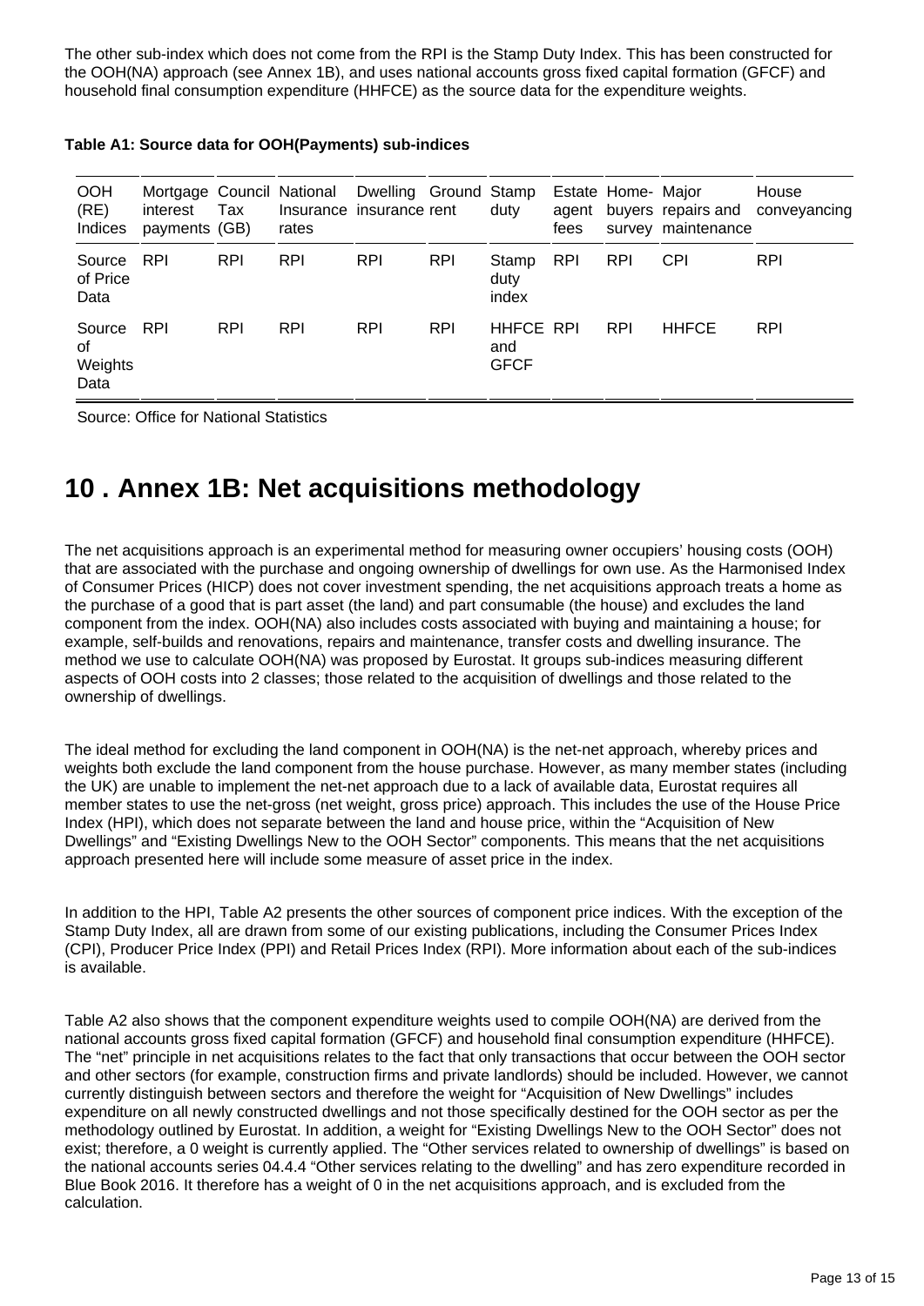The other sub-index which does not come from the RPI is the Stamp Duty Index. This has been constructed for the OOH(NA) approach (see Annex 1B), and uses national accounts gross fixed capital formation (GFCF) and household final consumption expenditure (HHFCE) as the source data for the expenditure weights.

**Table A1: Source data for OOH(Payments) sub-indices**

| OOH (RE) Indices | Mortgage interest payments | Council Tax (GB) | National Insurance rates | Dwelling insurance | Ground rent | Stamp duty | Estate agent fees | Home-buyers survey | Major repairs and maintenance | House conveyancing |
|---|---|---|---|---|---|---|---|---|---|---|
| Source of Price Data | RPI | RPI | RPI | RPI | RPI | Stamp duty index | RPI | RPI | CPI | RPI |
| Source of Weights Data | RPI | RPI | RPI | RPI | RPI | HHFCE and GFCF | RPI | RPI | HHFCE | RPI |

Source: Office for National Statistics

# 10 . Annex 1B: Net acquisitions methodology

The net acquisitions approach is an experimental method for measuring owner occupiers' housing costs (OOH) that are associated with the purchase and ongoing ownership of dwellings for own use. As the Harmonised Index of Consumer Prices (HICP) does not cover investment spending, the net acquisitions approach treats a home as the purchase of a good that is part asset (the land) and part consumable (the house) and excludes the land component from the index. OOH(NA) also includes costs associated with buying and maintaining a house; for example, self-builds and renovations, repairs and maintenance, transfer costs and dwelling insurance. The method we use to calculate OOH(NA) was proposed by Eurostat. It groups sub-indices measuring different aspects of OOH costs into 2 classes; those related to the acquisition of dwellings and those related to the ownership of dwellings.

The ideal method for excluding the land component in OOH(NA) is the net-net approach, whereby prices and weights both exclude the land component from the house purchase. However, as many member states (including the UK) are unable to implement the net-net approach due to a lack of available data, Eurostat requires all member states to use the net-gross (net weight, gross price) approach. This includes the use of the House Price Index (HPI), which does not separate between the land and house price, within the "Acquisition of New Dwellings" and "Existing Dwellings New to the OOH Sector" components. This means that the net acquisitions approach presented here will include some measure of asset price in the index.

In addition to the HPI, Table A2 presents the other sources of component price indices. With the exception of the Stamp Duty Index, all are drawn from some of our existing publications, including the Consumer Prices Index (CPI), Producer Price Index (PPI) and Retail Prices Index (RPI). More information about each of the sub-indices is available.

Table A2 also shows that the component expenditure weights used to compile OOH(NA) are derived from the national accounts gross fixed capital formation (GFCF) and household final consumption expenditure (HHFCE). The "net" principle in net acquisitions relates to the fact that only transactions that occur between the OOH sector and other sectors (for example, construction firms and private landlords) should be included. However, we cannot currently distinguish between sectors and therefore the weight for "Acquisition of New Dwellings" includes expenditure on all newly constructed dwellings and not those specifically destined for the OOH sector as per the methodology outlined by Eurostat. In addition, a weight for "Existing Dwellings New to the OOH Sector" does not exist; therefore, a 0 weight is currently applied. The "Other services related to ownership of dwellings" is based on the national accounts series 04.4.4 "Other services relating to the dwelling" and has zero expenditure recorded in Blue Book 2016. It therefore has a weight of 0 in the net acquisitions approach, and is excluded from the calculation.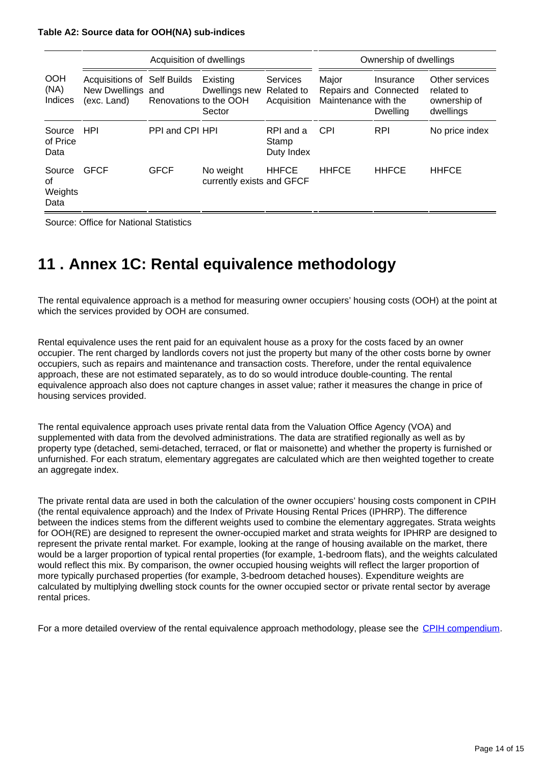**Table A2: Source data for OOH(NA) sub-indices**

| | Acquisition of dwellings | | | | Ownership of dwellings | | |
|---|---|---|---|---|---|---|---|
| OOH (NA) Indices | Acquisitions of New Dwellings (exc. Land) | Self Builds and Renovations | Existing Dwellings new to the OOH Sector | Services Related to Acquisition | Major Repairs and Maintenance | Insurance Connected with the Dwelling | Other services related to ownership of dwellings |
| Source of Price Data | HPI | PPI and CPI | HPI | RPI and a Stamp Duty Index | CPI | RPI | No price index |
| Source of Weights Data | GFCF | GFCF | No weight currently exists | HHFCE and GFCF | HHFCE | HHFCE | HHFCE |

Source: Office for National Statistics

## 11 . Annex 1C: Rental equivalence methodology

The rental equivalence approach is a method for measuring owner occupiers' housing costs (OOH) at the point at which the services provided by OOH are consumed.

Rental equivalence uses the rent paid for an equivalent house as a proxy for the costs faced by an owner occupier. The rent charged by landlords covers not just the property but many of the other costs borne by owner occupiers, such as repairs and maintenance and transaction costs. Therefore, under the rental equivalence approach, these are not estimated separately, as to do so would introduce double-counting. The rental equivalence approach also does not capture changes in asset value; rather it measures the change in price of housing services provided.

The rental equivalence approach uses private rental data from the Valuation Office Agency (VOA) and supplemented with data from the devolved administrations. The data are stratified regionally as well as by property type (detached, semi-detached, terraced, or flat or maisonette) and whether the property is furnished or unfurnished. For each stratum, elementary aggregates are calculated which are then weighted together to create an aggregate index.

The private rental data are used in both the calculation of the owner occupiers' housing costs component in CPIH (the rental equivalence approach) and the Index of Private Housing Rental Prices (IPHRP). The difference between the indices stems from the different weights used to combine the elementary aggregates. Strata weights for OOH(RE) are designed to represent the owner-occupied market and strata weights for IPHRP are designed to represent the private rental market. For example, looking at the range of housing available on the market, there would be a larger proportion of typical rental properties (for example, 1-bedroom flats), and the weights calculated would reflect this mix. By comparison, the owner occupied housing weights will reflect the larger proportion of more typically purchased properties (for example, 3-bedroom detached houses). Expenditure weights are calculated by multiplying dwelling stock counts for the owner occupied sector or private rental sector by average rental prices.

For a more detailed overview of the rental equivalence approach methodology, please see the CPIH compendium.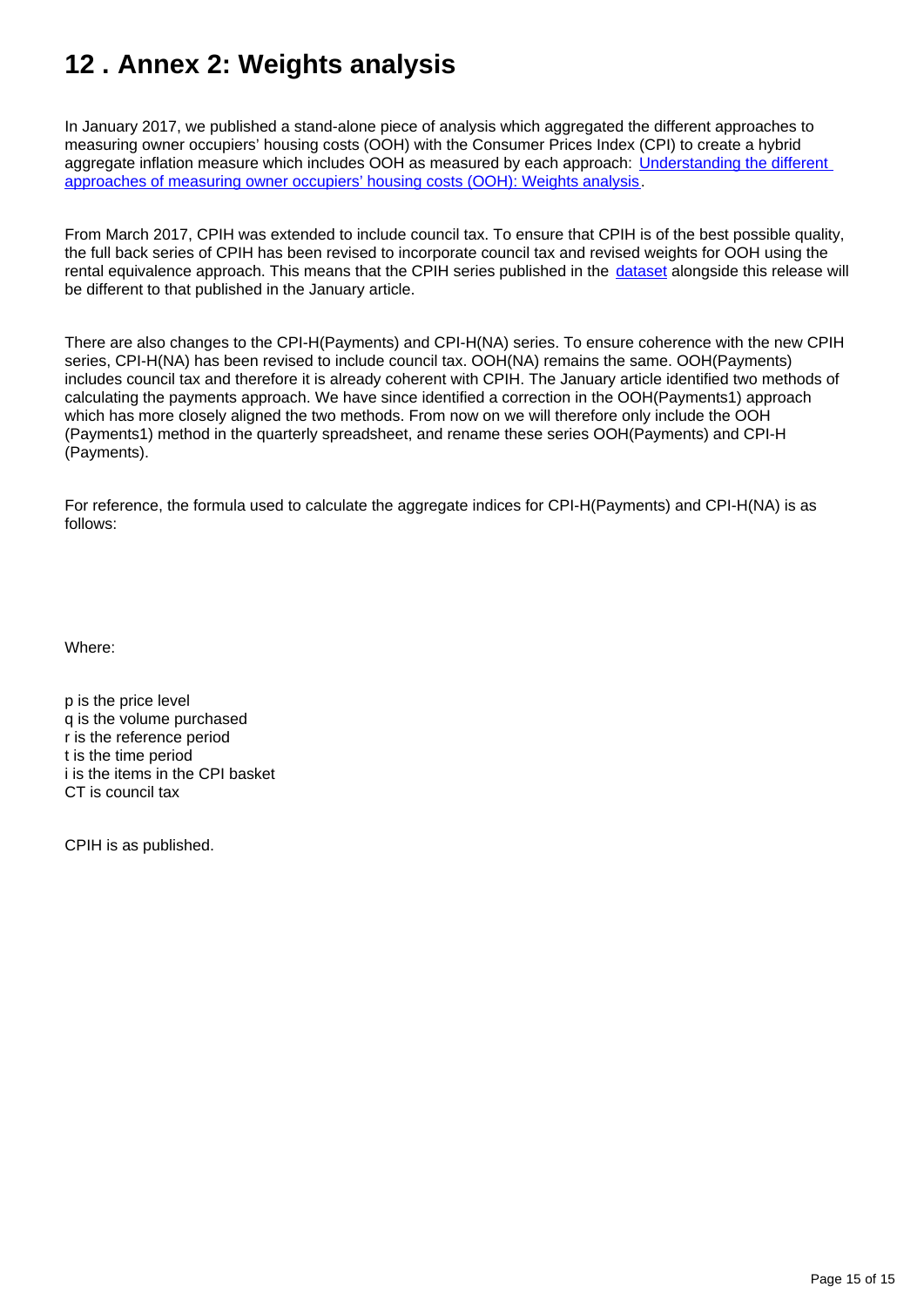# 12 . Annex 2: Weights analysis

In January 2017, we published a stand-alone piece of analysis which aggregated the different approaches to measuring owner occupiers' housing costs (OOH) with the Consumer Prices Index (CPI) to create a hybrid aggregate inflation measure which includes OOH as measured by each approach: [Understanding the different approaches of measuring owner occupiers' housing costs (OOH): Weights analysis](#).

From March 2017, CPIH was extended to include council tax. To ensure that CPIH is of the best possible quality, the full back series of CPIH has been revised to incorporate council tax and revised weights for OOH using the rental equivalence approach. This means that the CPIH series published in the [dataset](#) alongside this release will be different to that published in the January article.

There are also changes to the CPI-H(Payments) and CPI-H(NA) series. To ensure coherence with the new CPIH series, CPI-H(NA) has been revised to include council tax. OOH(NA) remains the same. OOH(Payments) includes council tax and therefore it is already coherent with CPIH. The January article identified two methods of calculating the payments approach. We have since identified a correction in the OOH(Payments1) approach which has more closely aligned the two methods. From now on we will therefore only include the OOH (Payments1) method in the quarterly spreadsheet, and rename these series OOH(Payments) and CPI-H (Payments).

For reference, the formula used to calculate the aggregate indices for CPI-H(Payments) and CPI-H(NA) is as follows:

Where:

p is the price level
q is the volume purchased
r is the reference period
t is the time period
i is the items in the CPI basket
CT is council tax

CPIH is as published.